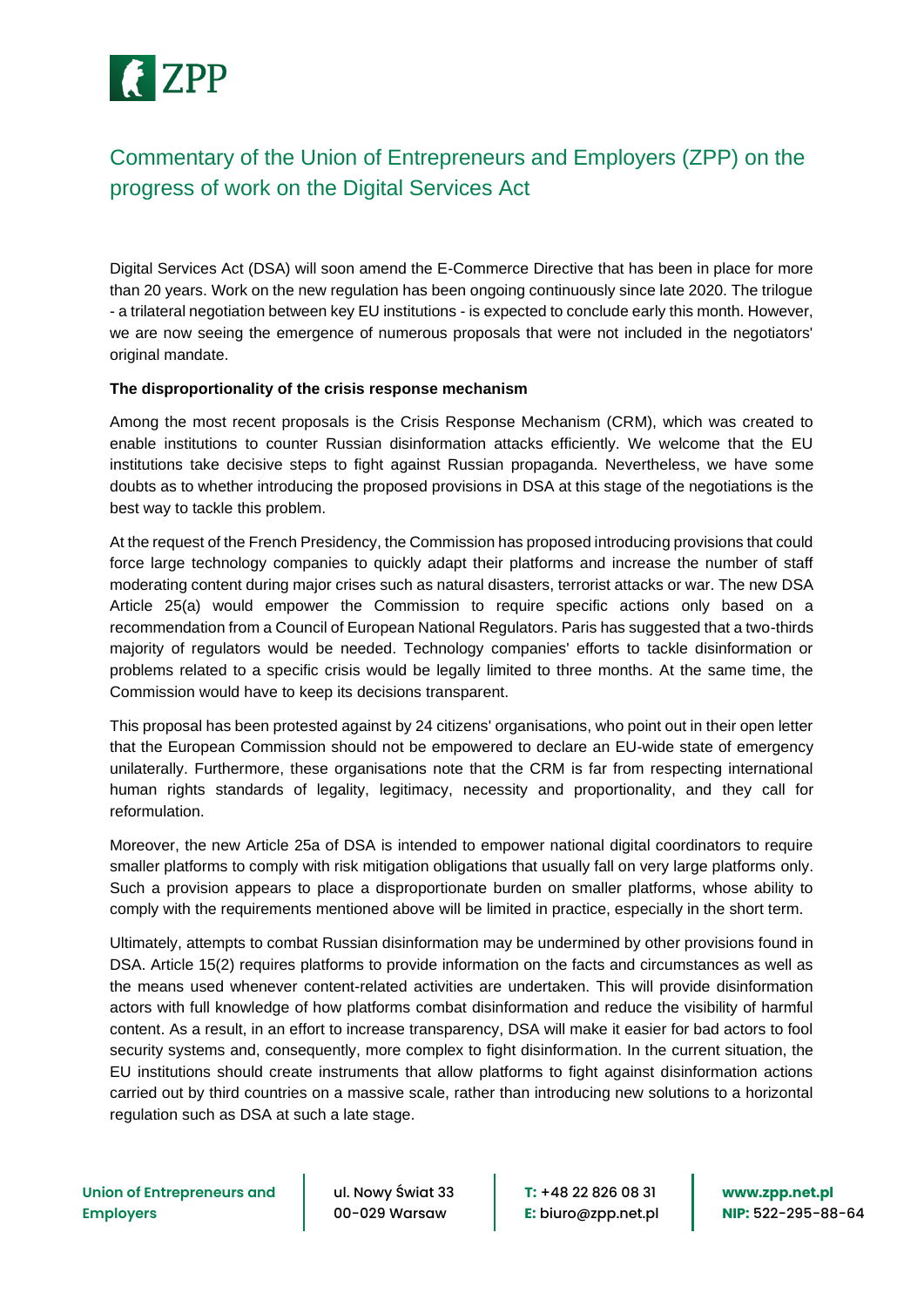# Commentary of the Union of Entrepreneurs and Employers (ZPP) on the progress of work on the Digital Services Act

Digital Services Act (DSA) will soon amend the E-Commerce Directive that has been in place for more than 20 years. Work on the new regulation has been ongoing continuously since late 2020. The trilogue - a trilateral negotiation between key EU institutions - is expected to conclude early this month. However, we are now seeing the emergence of numerous proposals that were not included in the negotiators' original mandate.

**The disproportionality of the crisis response mechanism**

Among the most recent proposals is the Crisis Response Mechanism (CRM), which was created to enable institutions to counter Russian disinformation attacks efficiently. We welcome that the EU institutions take decisive steps to fight against Russian propaganda. Nevertheless, we have some doubts as to whether introducing the proposed provisions in DSA at this stage of the negotiations is the best way to tackle this problem.

At the request of the French Presidency, the Commission has proposed introducing provisions that could force large technology companies to quickly adapt their platforms and increase the number of staff moderating content during major crises such as natural disasters, terrorist attacks or war. The new DSA Article 25(a) would empower the Commission to require specific actions only based on a recommendation from a Council of European National Regulators. Paris has suggested that a two-thirds majority of regulators would be needed. Technology companies' efforts to tackle disinformation or problems related to a specific crisis would be legally limited to three months. At the same time, the Commission would have to keep its decisions transparent.

This proposal has been protested against by 24 citizens' organisations, who point out in their open letter that the European Commission should not be empowered to declare an EU-wide state of emergency unilaterally. Furthermore, these organisations note that the CRM is far from respecting international human rights standards of legality, legitimacy, necessity and proportionality, and they call for reformulation.

Moreover, the new Article 25a of DSA is intended to empower national digital coordinators to require smaller platforms to comply with risk mitigation obligations that usually fall on very large platforms only. Such a provision appears to place a disproportionate burden on smaller platforms, whose ability to comply with the requirements mentioned above will be limited in practice, especially in the short term.

Ultimately, attempts to combat Russian disinformation may be undermined by other provisions found in DSA. Article 15(2) requires platforms to provide information on the facts and circumstances as well as the means used whenever content-related activities are undertaken. This will provide disinformation actors with full knowledge of how platforms combat disinformation and reduce the visibility of harmful content. As a result, in an effort to increase transparency, DSA will make it easier for bad actors to fool security systems and, consequently, more complex to fight disinformation. In the current situation, the EU institutions should create instruments that allow platforms to fight against disinformation actions carried out by third countries on a massive scale, rather than introducing new solutions to a horizontal regulation such as DSA at such a late stage.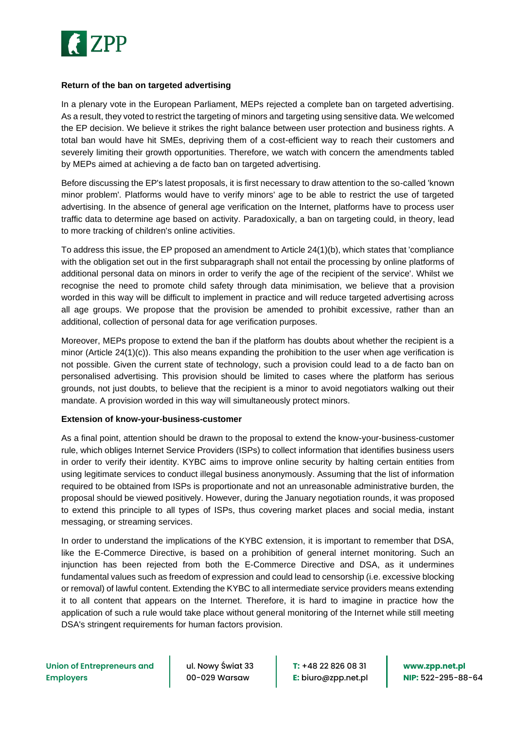**Return of the ban on targeted advertising**

In a plenary vote in the European Parliament, MEPs rejected a complete ban on targeted advertising. As a result, they voted to restrict the targeting of minors and targeting using sensitive data. We welcomed the EP decision. We believe it strikes the right balance between user protection and business rights. A total ban would have hit SMEs, depriving them of a cost-efficient way to reach their customers and severely limiting their growth opportunities. Therefore, we watch with concern the amendments tabled by MEPs aimed at achieving a de facto ban on targeted advertising.

Before discussing the EP's latest proposals, it is first necessary to draw attention to the so-called 'known minor problem'. Platforms would have to verify minors' age to be able to restrict the use of targeted advertising. In the absence of general age verification on the Internet, platforms have to process user traffic data to determine age based on activity. Paradoxically, a ban on targeting could, in theory, lead to more tracking of children's online activities.

To address this issue, the EP proposed an amendment to Article 24(1)(b), which states that 'compliance with the obligation set out in the first subparagraph shall not entail the processing by online platforms of additional personal data on minors in order to verify the age of the recipient of the service'. Whilst we recognise the need to promote child safety through data minimisation, we believe that a provision worded in this way will be difficult to implement in practice and will reduce targeted advertising across all age groups. We propose that the provision be amended to prohibit excessive, rather than an additional, collection of personal data for age verification purposes.

Moreover, MEPs propose to extend the ban if the platform has doubts about whether the recipient is a minor (Article 24(1)(c)). This also means expanding the prohibition to the user when age verification is not possible. Given the current state of technology, such a provision could lead to a de facto ban on personalised advertising. This provision should be limited to cases where the platform has serious grounds, not just doubts, to believe that the recipient is a minor to avoid negotiators walking out their mandate. A provision worded in this way will simultaneously protect minors.

**Extension of know-your-business-customer**

As a final point, attention should be drawn to the proposal to extend the know-your-business-customer rule, which obliges Internet Service Providers (ISPs) to collect information that identifies business users in order to verify their identity. KYBC aims to improve online security by halting certain entities from using legitimate services to conduct illegal business anonymously. Assuming that the list of information required to be obtained from ISPs is proportionate and not an unreasonable administrative burden, the proposal should be viewed positively. However, during the January negotiation rounds, it was proposed to extend this principle to all types of ISPs, thus covering market places and social media, instant messaging, or streaming services.

In order to understand the implications of the KYBC extension, it is important to remember that DSA, like the E-Commerce Directive, is based on a prohibition of general internet monitoring. Such an injunction has been rejected from both the E-Commerce Directive and DSA, as it undermines fundamental values such as freedom of expression and could lead to censorship (i.e. excessive blocking or removal) of lawful content. Extending the KYBC to all intermediate service providers means extending it to all content that appears on the Internet. Therefore, it is hard to imagine in practice how the application of such a rule would take place without general monitoring of the Internet while still meeting DSA's stringent requirements for human factors provision.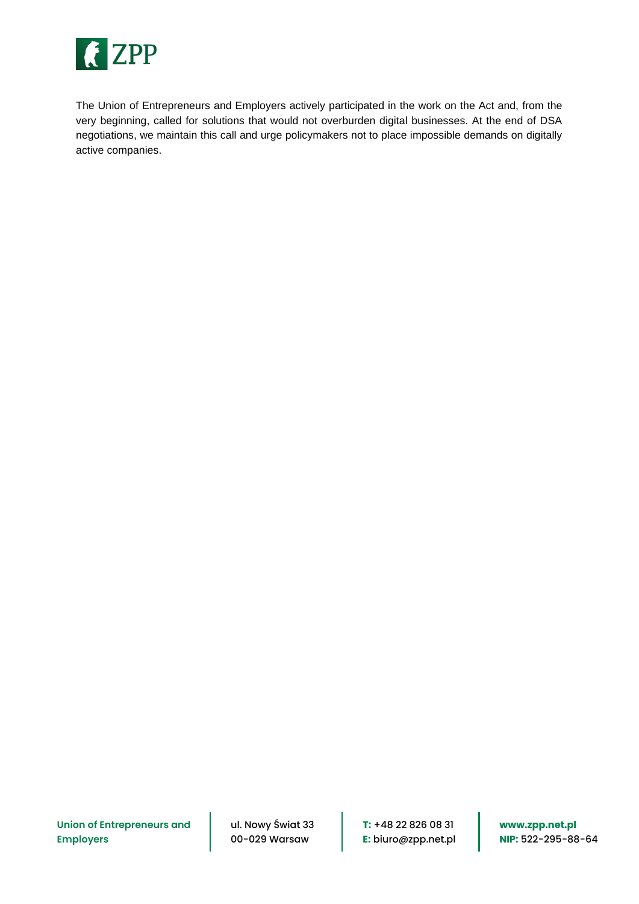The Union of Entrepreneurs and Employers actively participated in the work on the Act and, from the very beginning, called for solutions that would not overburden digital businesses. At the end of DSA negotiations, we maintain this call and urge policymakers not to place impossible demands on digitally active companies.